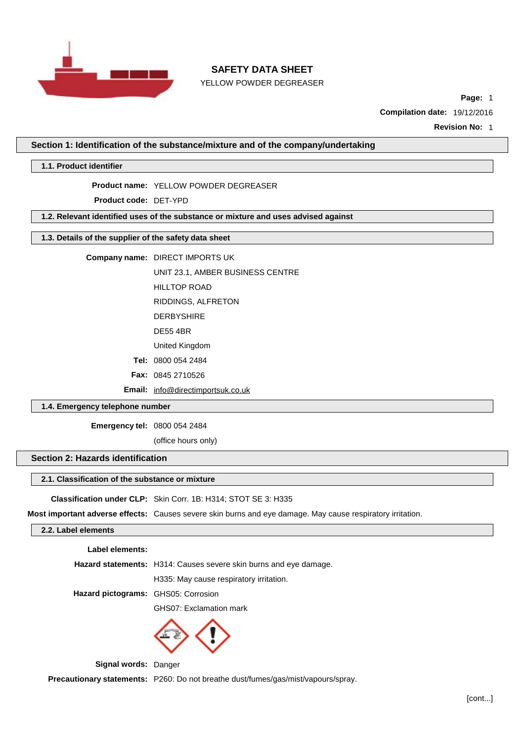# SAFETY DATA SHEET

YELLOW POWDER DEGREASER

**Compilation date:** 19/12/2016

**Revision No:** 1

## Section 1: Identification of the substance/mixture and of the company/undertaking

### 1.1. Product identifier

**Product name:** YELLOW POWDER DEGREASER

**Product code:** DET-YPD

### 1.2. Relevant identified uses of the substance or mixture and uses advised against

### 1.3. Details of the supplier of the safety data sheet

**Company name:** DIRECT IMPORTS UK

UNIT 23.1, AMBER BUSINESS CENTRE

HILLTOP ROAD

RIDDINGS, ALFRETON

DERBYSHIRE

DE55 4BR

United Kingdom

**Tel:** 0800 054 2484

**Fax:** 0845 2710526

**Email:** info@directimportsuk.co.uk

### 1.4. Emergency telephone number

**Emergency tel:** 0800 054 2484

(office hours only)

## Section 2: Hazards identification

### 2.1. Classification of the substance or mixture

**Classification under CLP:** Skin Corr. 1B: H314; STOT SE 3: H335

**Most important adverse effects:** Causes severe skin burns and eye damage. May cause respiratory irritation.

### 2.2. Label elements

**Label elements:**

**Hazard statements:** H314: Causes severe skin burns and eye damage.

H335: May cause respiratory irritation.

**Hazard pictograms:** GHS05: Corrosion

GHS07: Exclamation mark

**Signal words:** Danger

**Precautionary statements:** P260: Do not breathe dust/fumes/gas/mist/vapours/spray.

[cont...]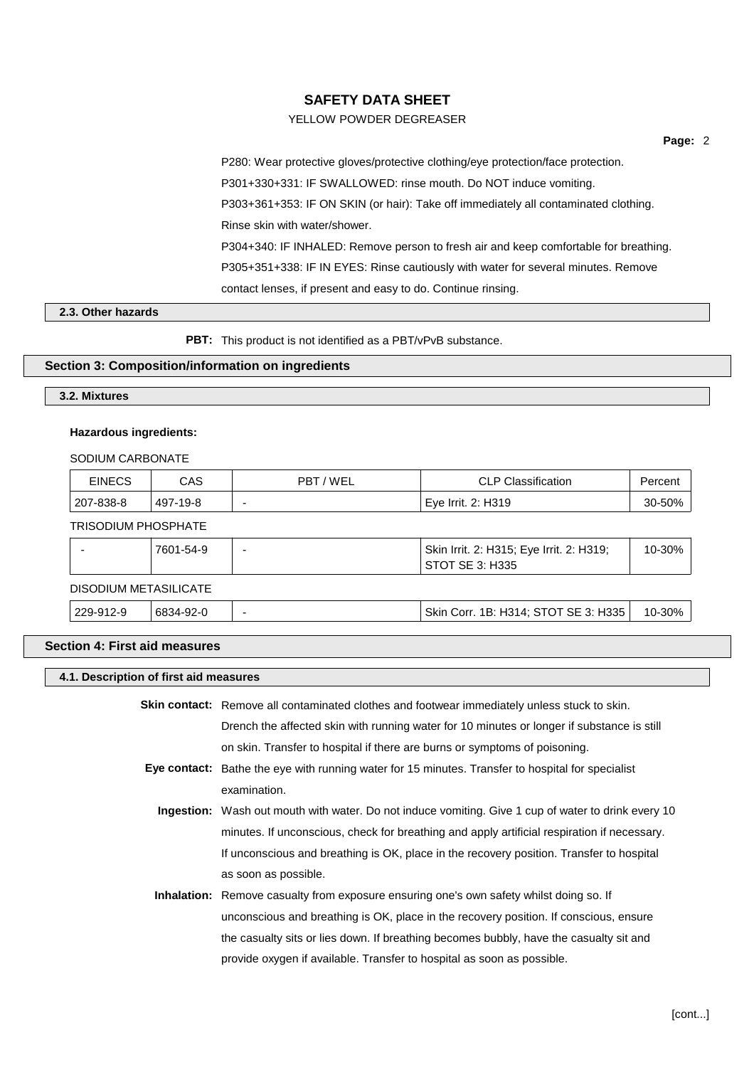P280: Wear protective gloves/protective clothing/eye protection/face protection.

P301+330+331: IF SWALLOWED: rinse mouth. Do NOT induce vomiting.

P303+361+353: IF ON SKIN (or hair): Take off immediately all contaminated clothing. Rinse skin with water/shower.

P304+340: IF INHALED: Remove person to fresh air and keep comfortable for breathing.

P305+351+338: IF IN EYES: Rinse cautiously with water for several minutes. Remove contact lenses, if present and easy to do. Continue rinsing.

### 2.3. Other hazards

**PBT:** This product is not identified as a PBT/vPvB substance.

## Section 3: Composition/information on ingredients

### 3.2. Mixtures

**Hazardous ingredients:**

SODIUM CARBONATE

| EINECS | CAS | PBT / WEL | CLP Classification | Percent |
|---|---|---|---|---|
| 207-838-8 | 497-19-8 | - | Eye Irrit. 2: H319 | 30-50% |

TRISODIUM PHOSPHATE

| EINECS | CAS | PBT / WEL | CLP Classification | Percent |
|---|---|---|---|---|
| - | 7601-54-9 | - | Skin Irrit. 2: H315; Eye Irrit. 2: H319; STOT SE 3: H335 | 10-30% |

DISODIUM METASILICATE

| EINECS | CAS | PBT / WEL | CLP Classification | Percent |
|---|---|---|---|---|
| 229-912-9 | 6834-92-0 | - | Skin Corr. 1B: H314; STOT SE 3: H335 | 10-30% |

## Section 4: First aid measures

### 4.1. Description of first aid measures

**Skin contact:** Remove all contaminated clothes and footwear immediately unless stuck to skin. Drench the affected skin with running water for 10 minutes or longer if substance is still on skin. Transfer to hospital if there are burns or symptoms of poisoning.

**Eye contact:** Bathe the eye with running water for 15 minutes. Transfer to hospital for specialist examination.

**Ingestion:** Wash out mouth with water. Do not induce vomiting. Give 1 cup of water to drink every 10 minutes. If unconscious, check for breathing and apply artificial respiration if necessary. If unconscious and breathing is OK, place in the recovery position. Transfer to hospital as soon as possible.

**Inhalation:** Remove casualty from exposure ensuring one's own safety whilst doing so. If unconscious and breathing is OK, place in the recovery position. If conscious, ensure the casualty sits or lies down. If breathing becomes bubbly, have the casualty sit and provide oxygen if available. Transfer to hospital as soon as possible.

[cont...]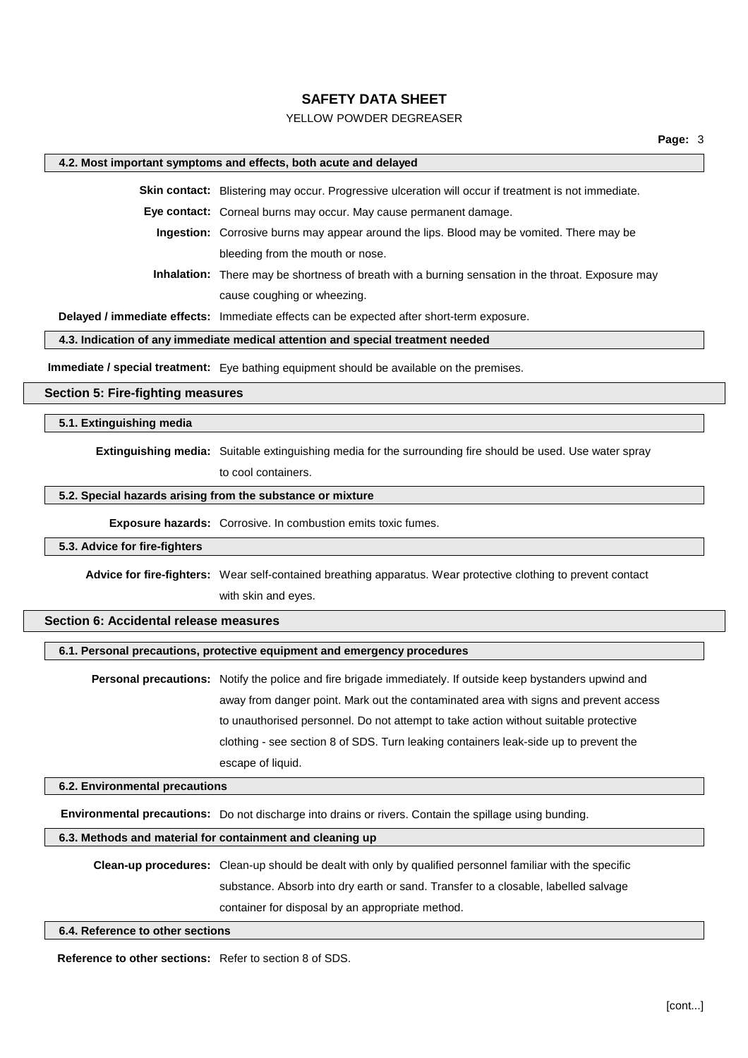### 4.2. Most important symptoms and effects, both acute and delayed

**Skin contact:** Blistering may occur. Progressive ulceration will occur if treatment is not immediate.

**Eye contact:** Corneal burns may occur. May cause permanent damage.

**Ingestion:** Corrosive burns may appear around the lips. Blood may be vomited. There may be bleeding from the mouth or nose.

**Inhalation:** There may be shortness of breath with a burning sensation in the throat. Exposure may cause coughing or wheezing.

**Delayed / immediate effects:** Immediate effects can be expected after short-term exposure.

### 4.3. Indication of any immediate medical attention and special treatment needed

**Immediate / special treatment:** Eye bathing equipment should be available on the premises.

## Section 5: Fire-fighting measures

### 5.1. Extinguishing media

**Extinguishing media:** Suitable extinguishing media for the surrounding fire should be used. Use water spray to cool containers.

### 5.2. Special hazards arising from the substance or mixture

**Exposure hazards:** Corrosive. In combustion emits toxic fumes.

### 5.3. Advice for fire-fighters

**Advice for fire-fighters:** Wear self-contained breathing apparatus. Wear protective clothing to prevent contact with skin and eyes.

## Section 6: Accidental release measures

### 6.1. Personal precautions, protective equipment and emergency procedures

**Personal precautions:** Notify the police and fire brigade immediately. If outside keep bystanders upwind and away from danger point. Mark out the contaminated area with signs and prevent access to unauthorised personnel. Do not attempt to take action without suitable protective clothing - see section 8 of SDS. Turn leaking containers leak-side up to prevent the escape of liquid.

### 6.2. Environmental precautions

**Environmental precautions:** Do not discharge into drains or rivers. Contain the spillage using bunding.

### 6.3. Methods and material for containment and cleaning up

**Clean-up procedures:** Clean-up should be dealt with only by qualified personnel familiar with the specific substance. Absorb into dry earth or sand. Transfer to a closable, labelled salvage container for disposal by an appropriate method.

### 6.4. Reference to other sections

**Reference to other sections:** Refer to section 8 of SDS.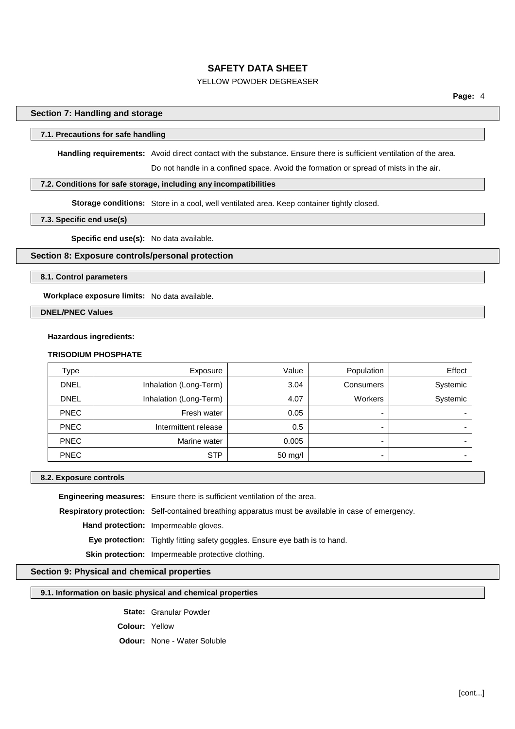## Section 7: Handling and storage

### 7.1. Precautions for safe handling

**Handling requirements:** Avoid direct contact with the substance. Ensure there is sufficient ventilation of the area.

Do not handle in a confined space. Avoid the formation or spread of mists in the air.

### 7.2. Conditions for safe storage, including any incompatibilities

**Storage conditions:** Store in a cool, well ventilated area. Keep container tightly closed.

### 7.3. Specific end use(s)

**Specific end use(s):** No data available.

## Section 8: Exposure controls/personal protection

### 8.1. Control parameters

**Workplace exposure limits:** No data available.

### DNEL/PNEC Values

**Hazardous ingredients:**

**TRISODIUM PHOSPHATE**

| Type | Exposure | Value | Population | Effect |
|---|---|---|---|---|
| DNEL | Inhalation (Long-Term) | 3.04 | Consumers | Systemic |
| DNEL | Inhalation (Long-Term) | 4.07 | Workers | Systemic |
| PNEC | Fresh water | 0.05 | - | - |
| PNEC | Intermittent release | 0.5 | - | - |
| PNEC | Marine water | 0.005 | - | - |
| PNEC | STP | 50 mg/l | - | - |

### 8.2. Exposure controls

**Engineering measures:** Ensure there is sufficient ventilation of the area.

**Respiratory protection:** Self-contained breathing apparatus must be available in case of emergency.

**Hand protection:** Impermeable gloves.

**Eye protection:** Tightly fitting safety goggles. Ensure eye bath is to hand.

**Skin protection:** Impermeable protective clothing.

## Section 9: Physical and chemical properties

### 9.1. Information on basic physical and chemical properties

**State:** Granular Powder

**Colour:** Yellow

**Odour:** None - Water Soluble

[cont...]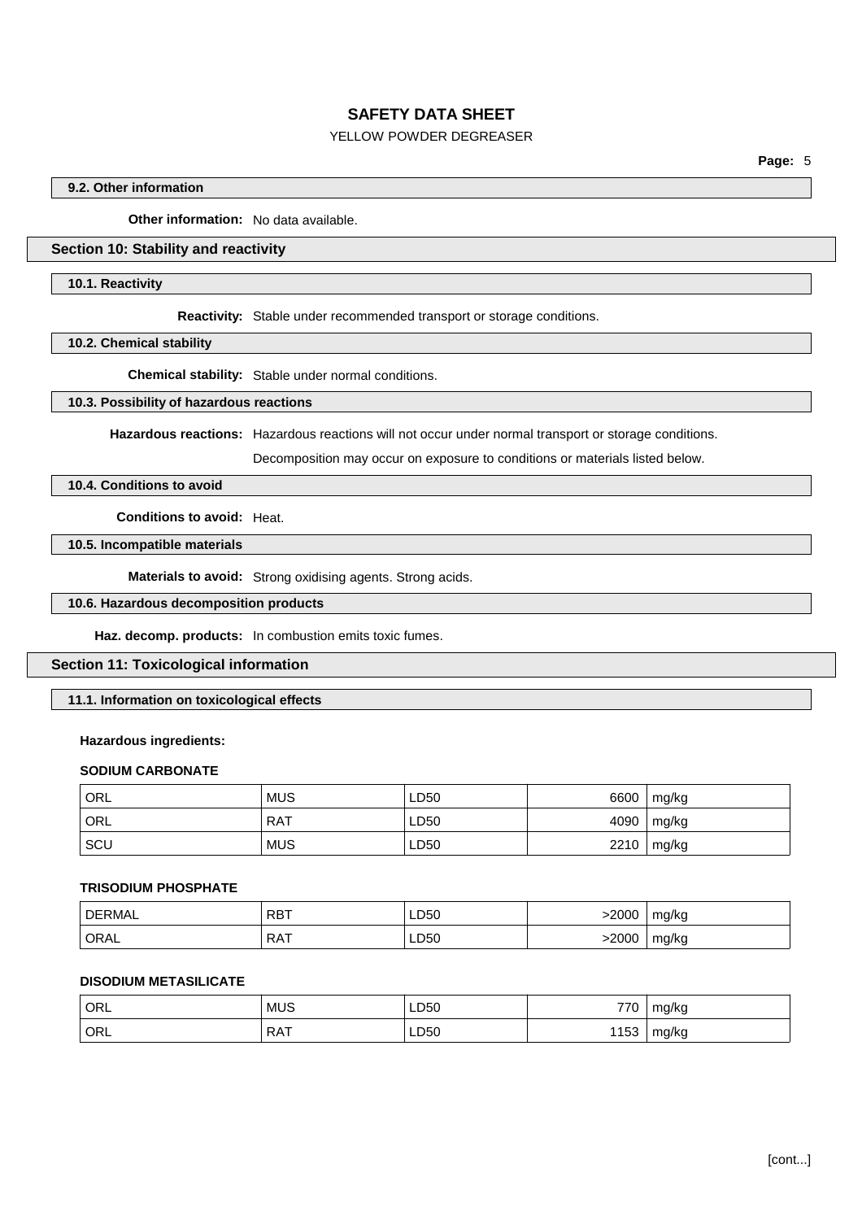### 9.2. Other information

**Other information:** No data available.

## Section 10: Stability and reactivity

### 10.1. Reactivity

**Reactivity:** Stable under recommended transport or storage conditions.

### 10.2. Chemical stability

**Chemical stability:** Stable under normal conditions.

### 10.3. Possibility of hazardous reactions

**Hazardous reactions:** Hazardous reactions will not occur under normal transport or storage conditions.

Decomposition may occur on exposure to conditions or materials listed below.

### 10.4. Conditions to avoid

**Conditions to avoid:** Heat.

### 10.5. Incompatible materials

**Materials to avoid:** Strong oxidising agents. Strong acids.

### 10.6. Hazardous decomposition products

**Haz. decomp. products:** In combustion emits toxic fumes.

## Section 11: Toxicological information

### 11.1. Information on toxicological effects

**Hazardous ingredients:**

**SODIUM CARBONATE**

| | | | | |
|---|---|---|---|---|
| ORL | MUS | LD50 | 6600 | mg/kg |
| ORL | RAT | LD50 | 4090 | mg/kg |
| SCU | MUS | LD50 | 2210 | mg/kg |

**TRISODIUM PHOSPHATE**

| | | | | |
|---|---|---|---|---|
| DERMAL | RBT | LD50 | >2000 | mg/kg |
| ORAL | RAT | LD50 | >2000 | mg/kg |

**DISODIUM METASILICATE**

| | | | | |
|---|---|---|---|---|
| ORL | MUS | LD50 | 770 | mg/kg |
| ORL | RAT | LD50 | 1153 | mg/kg |

[cont...]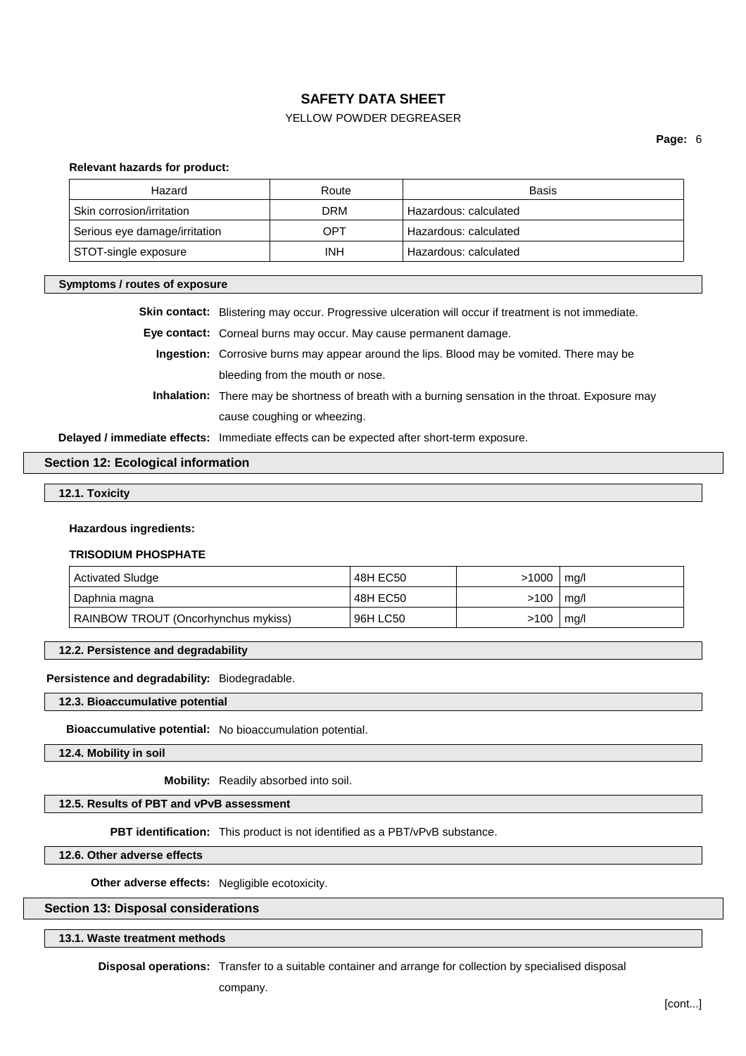**Relevant hazards for product:**

| Hazard | Route | Basis |
|---|---|---|
| Skin corrosion/irritation | DRM | Hazardous: calculated |
| Serious eye damage/irritation | OPT | Hazardous: calculated |
| STOT-single exposure | INH | Hazardous: calculated |

### Symptoms / routes of exposure

**Skin contact:** Blistering may occur. Progressive ulceration will occur if treatment is not immediate.

**Eye contact:** Corneal burns may occur. May cause permanent damage.

**Ingestion:** Corrosive burns may appear around the lips. Blood may be vomited. There may be bleeding from the mouth or nose.

**Inhalation:** There may be shortness of breath with a burning sensation in the throat. Exposure may cause coughing or wheezing.

**Delayed / immediate effects:** Immediate effects can be expected after short-term exposure.

## Section 12: Ecological information

### 12.1. Toxicity

**Hazardous ingredients:**

**TRISODIUM PHOSPHATE**

| Activated Sludge | 48H EC50 | >1000 | mg/l |
|---|---|---|---|
| Daphnia magna | 48H EC50 | >100 | mg/l |
| RAINBOW TROUT (Oncorhynchus mykiss) | 96H LC50 | >100 | mg/l |

### 12.2. Persistence and degradability

**Persistence and degradability:** Biodegradable.

### 12.3. Bioaccumulative potential

**Bioaccumulative potential:** No bioaccumulation potential.

### 12.4. Mobility in soil

**Mobility:** Readily absorbed into soil.

### 12.5. Results of PBT and vPvB assessment

**PBT identification:** This product is not identified as a PBT/vPvB substance.

### 12.6. Other adverse effects

**Other adverse effects:** Negligible ecotoxicity.

## Section 13: Disposal considerations

### 13.1. Waste treatment methods

**Disposal operations:** Transfer to a suitable container and arrange for collection by specialised disposal company.

[cont...]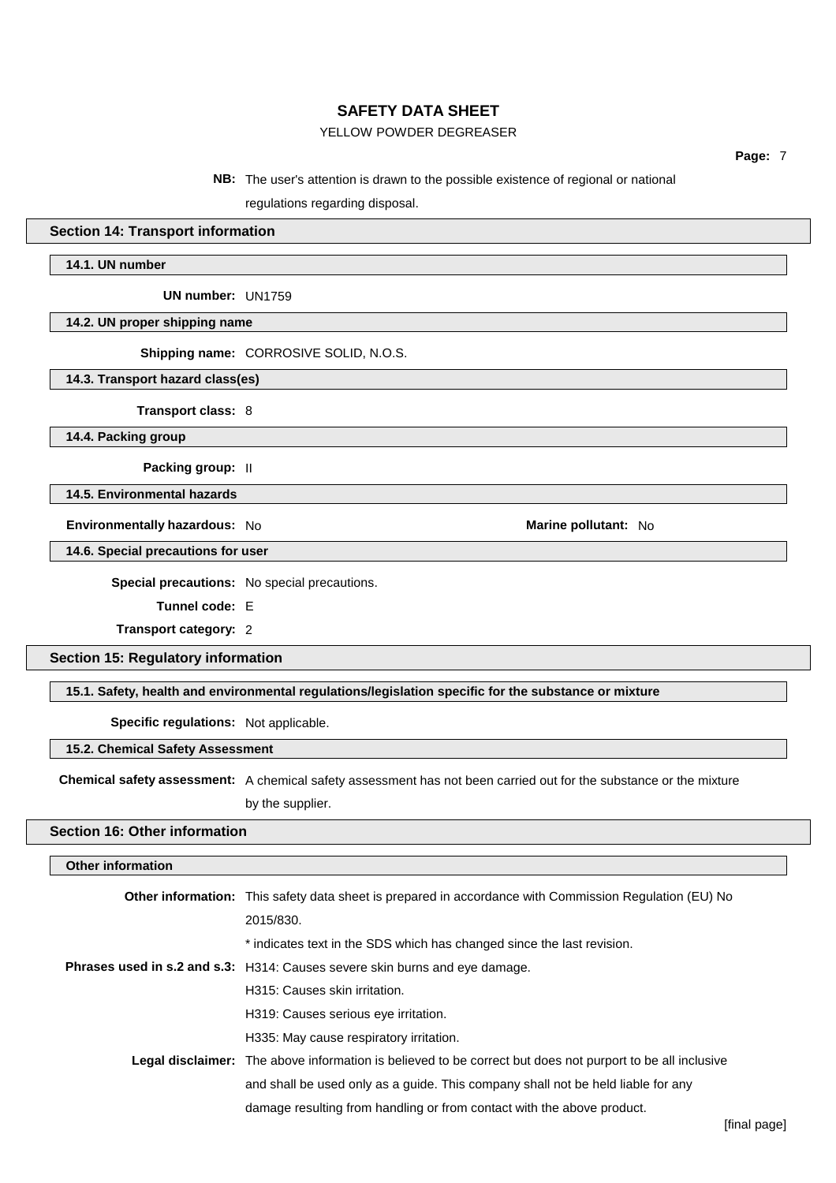**NB:** The user's attention is drawn to the possible existence of regional or national regulations regarding disposal.

## Section 14: Transport information

### 14.1. UN number

**UN number:** UN1759

### 14.2. UN proper shipping name

**Shipping name:** CORROSIVE SOLID, N.O.S.

### 14.3. Transport hazard class(es)

**Transport class:** 8

### 14.4. Packing group

**Packing group:** II

### 14.5. Environmental hazards

**Environmentally hazardous:** No

**Marine pollutant:** No

### 14.6. Special precautions for user

**Special precautions:** No special precautions.

**Tunnel code:** E

**Transport category:** 2

## Section 15: Regulatory information

### 15.1. Safety, health and environmental regulations/legislation specific for the substance or mixture

**Specific regulations:** Not applicable.

### 15.2. Chemical Safety Assessment

**Chemical safety assessment:** A chemical safety assessment has not been carried out for the substance or the mixture by the supplier.

## Section 16: Other information

### Other information

**Other information:** This safety data sheet is prepared in accordance with Commission Regulation (EU) No 2015/830.

* indicates text in the SDS which has changed since the last revision.

**Phrases used in s.2 and s.3:** H314: Causes severe skin burns and eye damage.

H315: Causes skin irritation.

H319: Causes serious eye irritation.

H335: May cause respiratory irritation.

**Legal disclaimer:** The above information is believed to be correct but does not purport to be all inclusive and shall be used only as a guide. This company shall not be held liable for any damage resulting from handling or from contact with the above product.

[final page]